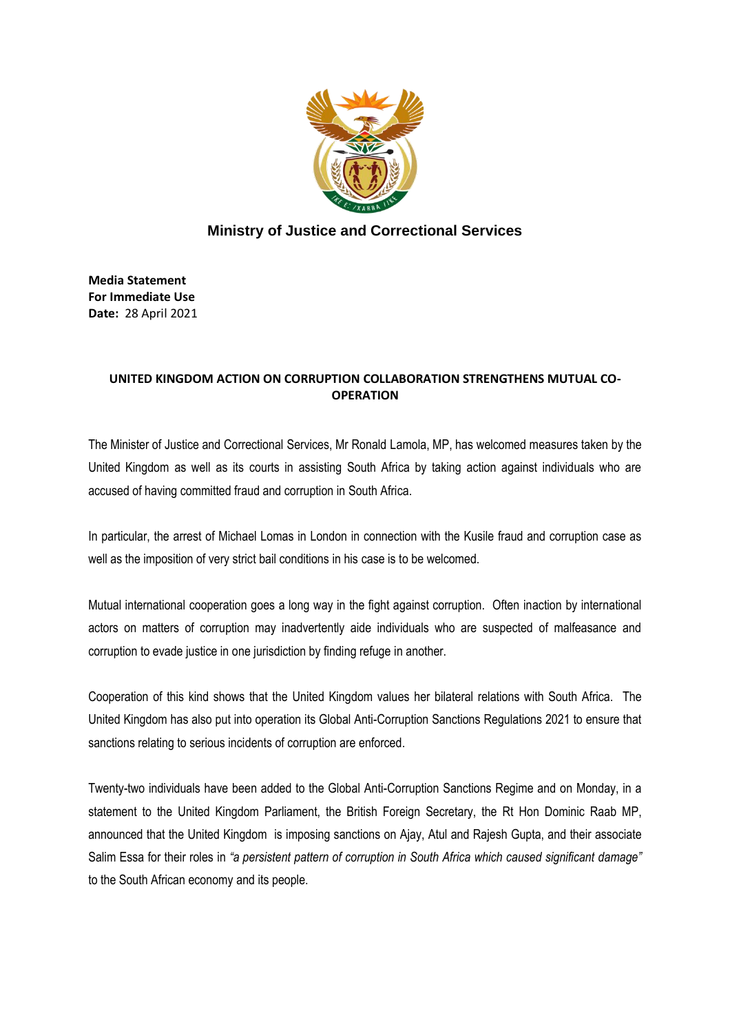## Ministry of Justice and Correctional Services

**Media Statement**
**For Immediate Use**
**Date:** 28 April 2021

### UNITED KINGDOM ACTION ON CORRUPTION COLLABORATION STRENGTHENS MUTUAL CO-OPERATION

The Minister of Justice and Correctional Services, Mr Ronald Lamola, MP, has welcomed measures taken by the United Kingdom as well as its courts in assisting South Africa by taking action against individuals who are accused of having committed fraud and corruption in South Africa.

In particular, the arrest of Michael Lomas in London in connection with the Kusile fraud and corruption case as well as the imposition of very strict bail conditions in his case is to be welcomed.

Mutual international cooperation goes a long way in the fight against corruption. Often inaction by international actors on matters of corruption may inadvertently aide individuals who are suspected of malfeasance and corruption to evade justice in one jurisdiction by finding refuge in another.

Cooperation of this kind shows that the United Kingdom values her bilateral relations with South Africa. The United Kingdom has also put into operation its Global Anti-Corruption Sanctions Regulations 2021 to ensure that sanctions relating to serious incidents of corruption are enforced.

Twenty-two individuals have been added to the Global Anti-Corruption Sanctions Regime and on Monday, in a statement to the United Kingdom Parliament, the British Foreign Secretary, the Rt Hon Dominic Raab MP, announced that the United Kingdom is imposing sanctions on Ajay, Atul and Rajesh Gupta, and their associate Salim Essa for their roles in *"a persistent pattern of corruption in South Africa which caused significant damage"* to the South African economy and its people.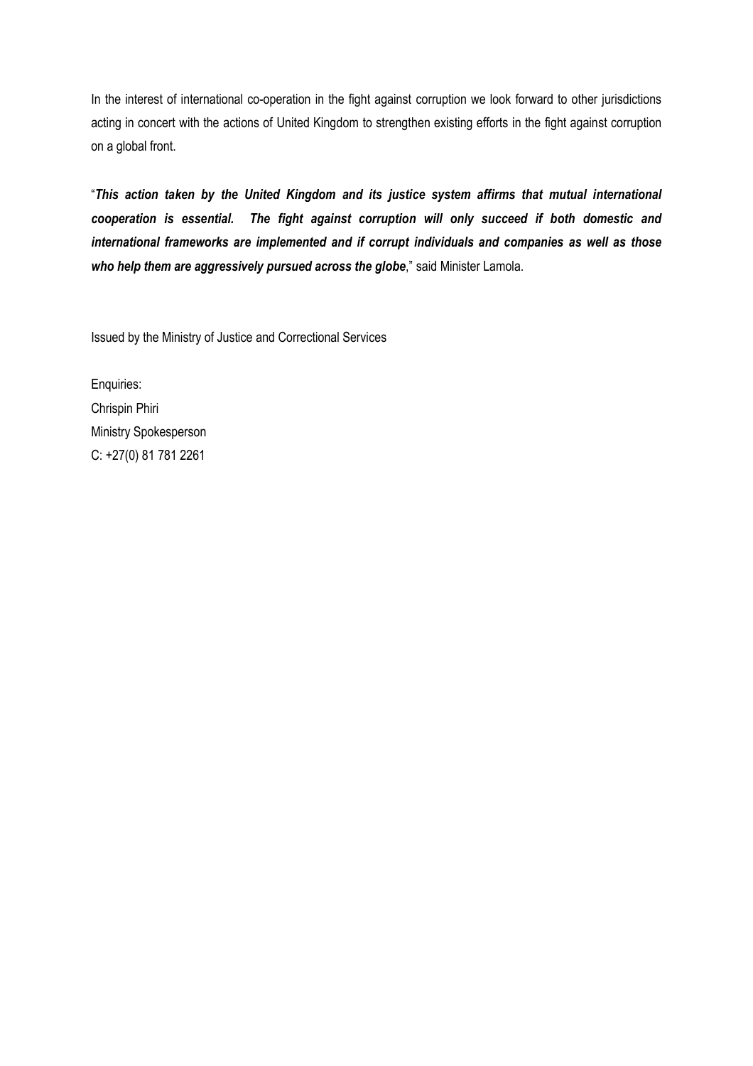In the interest of international co-operation in the fight against corruption we look forward to other jurisdictions acting in concert with the actions of United Kingdom to strengthen existing efforts in the fight against corruption on a global front.

"***This action taken by the United Kingdom and its justice system affirms that mutual international cooperation is essential. The fight against corruption will only succeed if both domestic and international frameworks are implemented and if corrupt individuals and companies as well as those who help them are aggressively pursued across the globe***," said Minister Lamola.

Issued by the Ministry of Justice and Correctional Services

Enquiries:
Chrispin Phiri
Ministry Spokesperson
C: +27(0) 81 781 2261